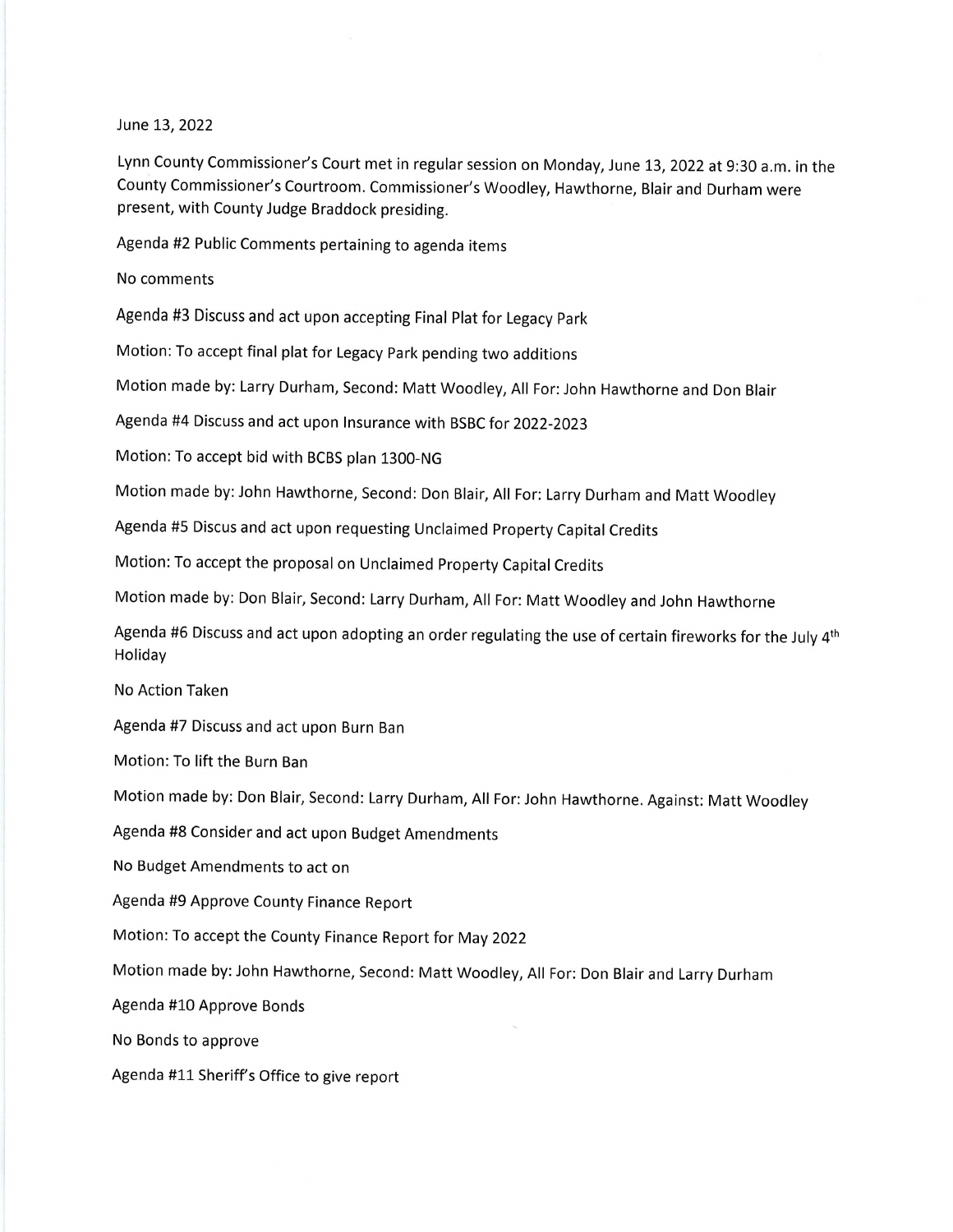June 13, 2022

Lynn County Commissioner's Court met in regular session on Monday, June 13, 2022 at 9:30 a.m. in the County Commissioner's Courtroom. Commissioner's Woodley, Hawthorne, Blair and Durham were present, with County Judge Braddock presiding.

Agenda #2 Public Comments pertaining to agenda items

No comments

Agenda #3 Discuss and act upon accepting Final Plat for Legacy Park

Motion: To accept final plat for Legacy Park pending two additions

Motion made by: Larry Durham, Second: Matt Woodley, All For: John Hawthorne and Don Blair

Agenda #4 Discuss and act upon Insurance with BSBC for 2022-2023

Motion: To accept bid with BCBS plan 1300-NG

Motion made by: John Hawthorne, Second: Don Blair, All For: Larry Durham and Matt Woodley

Agenda #5 Discus and act upon requesting Unclaimed Property Capital Credits

Motion: To accept the proposal on Unclaimed Property Capital Credits

Motion made by: Don Blair, Second: Larry Durham, All For: Matt Woodley and John Hawthorne

Agenda #6 Discuss and act upon adopting an order regulating the use of certain fireworks for the July 4th Holiday

No Action Taken

Agenda #7 Discuss and act upon Burn Ban

Motion: To lift the Burn Ban

Motion made by: Don Blair, Second: Larry Durham, All For: John Hawthorne. Against: Matt Woodley

Agenda #8 Consider and act upon Budget Amendments

No Budget Amendments to act on

Agenda #9 Approve County Finance Report

Motion: To accept the County Finance Report for May 2022

Motion made by: John Hawthorne, Second: Matt Woodley, All For: Don Blair and Larry Durham

Agenda #10 Approve Bonds

No Bonds to approve

Agenda #11 Sheriff's Office to give report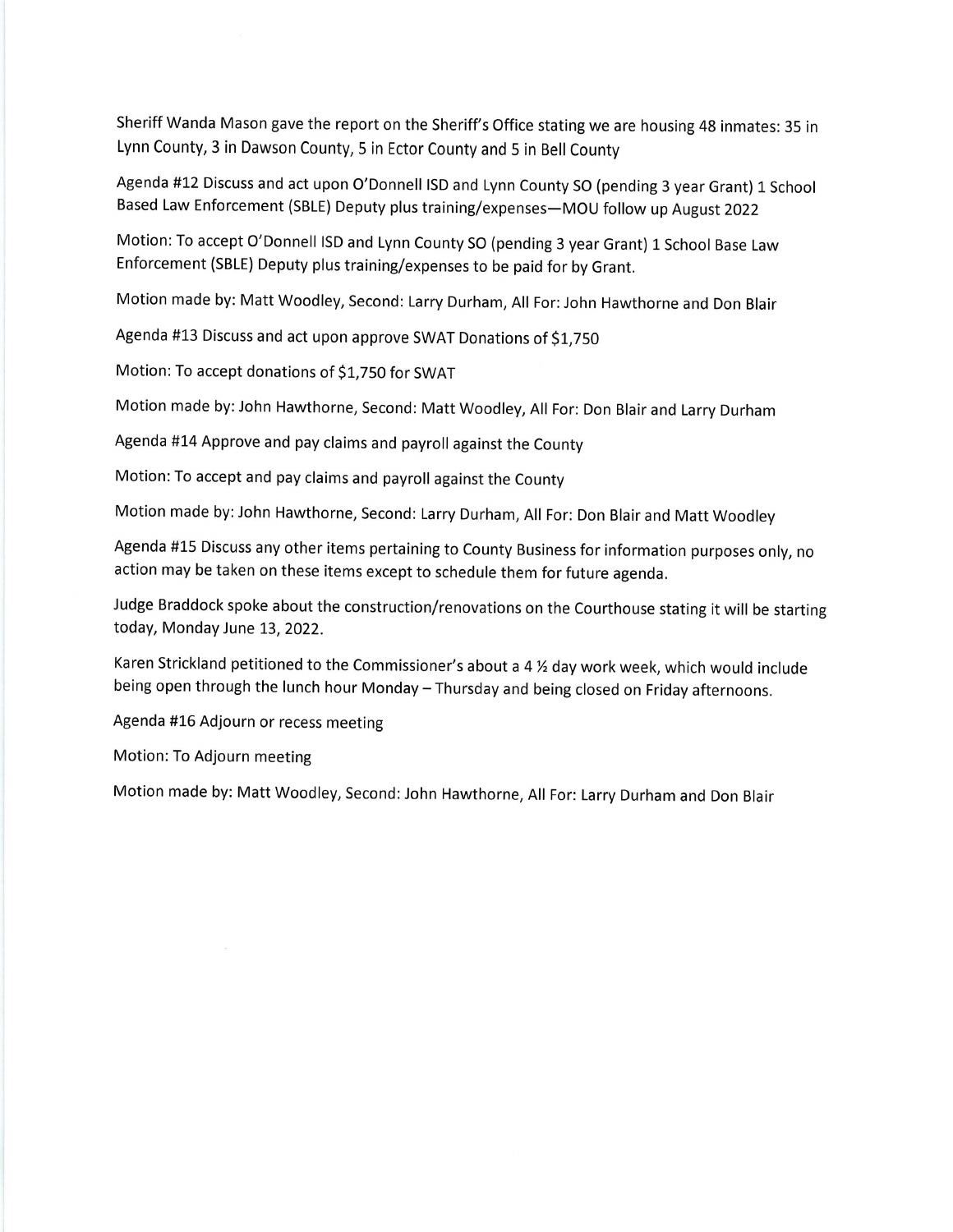Sheriff Wanda Mason gave the report on the Sheriff's Office stating we are housing 48 inmates: 35 in Lynn County, 3 in Dawson County, 5 in Ector County and 5 in Bell County

Agenda #12 Discuss and act upon O'Donnell ISD and Lynn County SO (pending 3 year Grant) 1 School Based Law Enforcement (SBLE) Deputy plus training/expenses—MOU follow up August 2022

Motion: To accept O'Donnell ISD and Lynn County SO (pending 3 year Grant) 1 School Base Law Enforcement (SBLE) Deputy plus training/expenses to be paid for by Grant.

Motion made by: Matt Woodley, Second: Larry Durham, All For: John Hawthorne and Don Blair

Agenda #13 Discuss and act upon approve SWAT Donations of $1,750

Motion: To accept donations of $1,750 for SWAT

Motion made by: John Hawthorne, Second: Matt Woodley, All For: Don Blair and Larry Durham

Agenda #14 Approve and pay claims and payroll against the County

Motion: To accept and pay claims and payroll against the County

Motion made by: John Hawthorne, Second: Larry Durham, All For: Don Blair and Matt Woodley

Agenda #15 Discuss any other items pertaining to County Business for information purposes only, no action may be taken on these items except to schedule them for future agenda.

Judge Braddock spoke about the construction/renovations on the Courthouse stating it will be starting today, Monday June 13, 2022.

Karen Strickland petitioned to the Commissioner's about a 4 ½ day work week, which would include being open through the lunch hour Monday – Thursday and being closed on Friday afternoons.

Agenda #16 Adjourn or recess meeting

Motion: To Adjourn meeting

Motion made by: Matt Woodley, Second: John Hawthorne, All For: Larry Durham and Don Blair